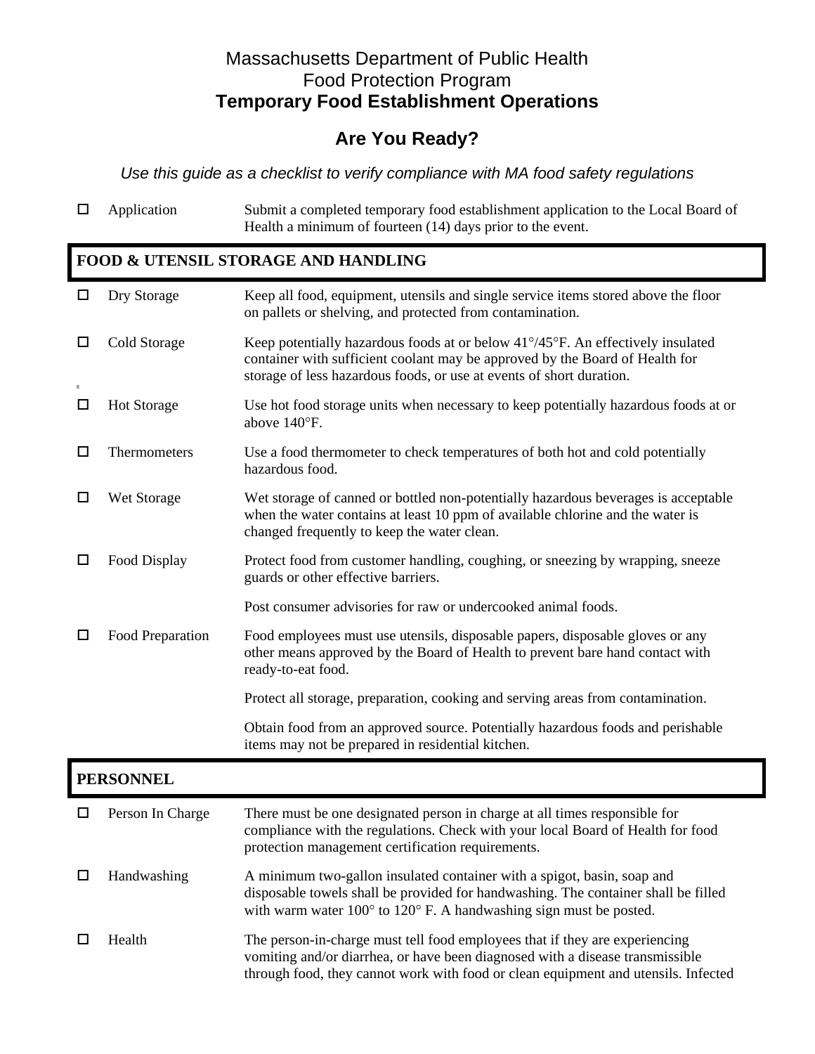# Massachusetts Department of Public Health
# Food Protection Program
# **Temporary Food Establishment Operations**

## Are You Ready?

*Use this guide as a checklist to verify compliance with MA food safety regulations*

| | | |
|---|---|---|
| ☐ | Application | Submit a completed temporary food establishment application to the Local Board of Health a minimum of fourteen (14) days prior to the event. |

## FOOD & UTENSIL STORAGE AND HANDLING

| | | |
|---|---|---|
| ☐ | Dry Storage | Keep all food, equipment, utensils and single service items stored above the floor on pallets or shelving, and protected from contamination. |
| ☐ | Cold Storage | Keep potentially hazardous foods at or below 41°/45°F. An effectively insulated container with sufficient coolant may be approved by the Board of Health for storage of less hazardous foods, or use at events of short duration. |
| ☐ | Hot Storage | Use hot food storage units when necessary to keep potentially hazardous foods at or above 140°F. |
| ☐ | Thermometers | Use a food thermometer to check temperatures of both hot and cold potentially hazardous food. |
| ☐ | Wet Storage | Wet storage of canned or bottled non-potentially hazardous beverages is acceptable when the water contains at least 10 ppm of available chlorine and the water is changed frequently to keep the water clean. |
| ☐ | Food Display | Protect food from customer handling, coughing, or sneezing by wrapping, sneeze guards or other effective barriers. |
| | | Post consumer advisories for raw or undercooked animal foods. |
| ☐ | Food Preparation | Food employees must use utensils, disposable papers, disposable gloves or any other means approved by the Board of Health to prevent bare hand contact with ready-to-eat food. |
| | | Protect all storage, preparation, cooking and serving areas from contamination. |
| | | Obtain food from an approved source. Potentially hazardous foods and perishable items may not be prepared in residential kitchen. |

## PERSONNEL

| | | |
|---|---|---|
| ☐ | Person In Charge | There must be one designated person in charge at all times responsible for compliance with the regulations. Check with your local Board of Health for food protection management certification requirements. |
| ☐ | Handwashing | A minimum two-gallon insulated container with a spigot, basin, soap and disposable towels shall be provided for handwashing. The container shall be filled with warm water 100° to 120° F. A handwashing sign must be posted. |
| ☐ | Health | The person-in-charge must tell food employees that if they are experiencing vomiting and/or diarrhea, or have been diagnosed with a disease transmissible through food, they cannot work with food or clean equipment and utensils. Infected |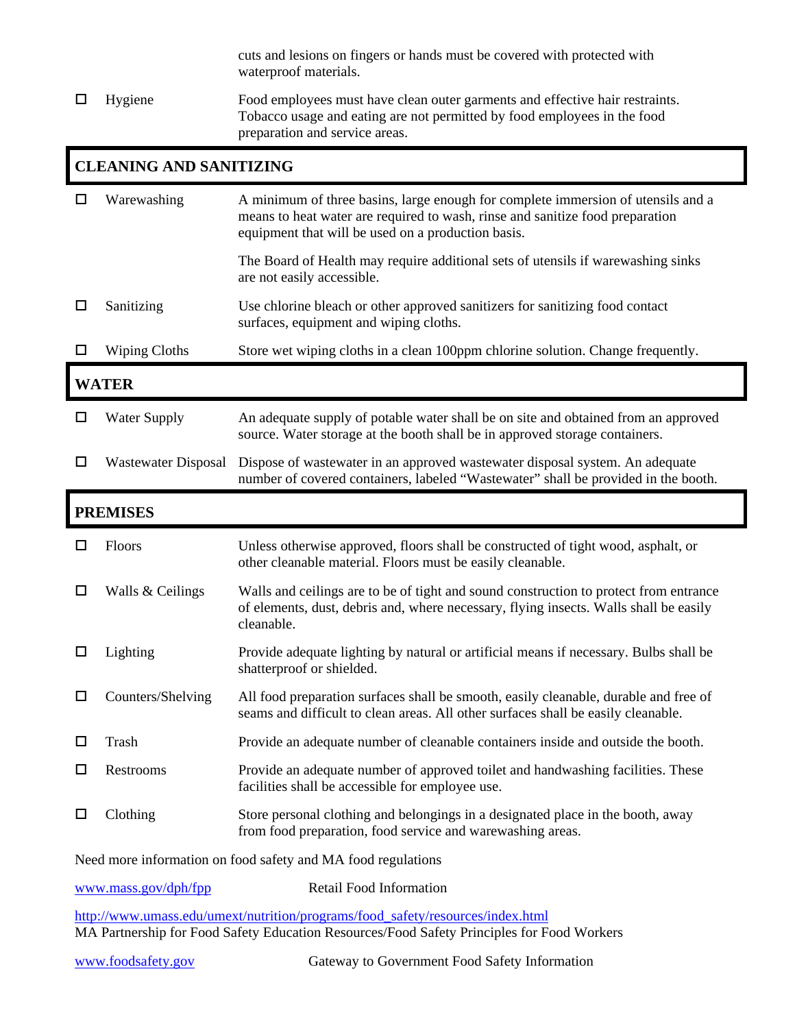| | | |
|---|---|---|
| | | cuts and lesions on fingers or hands must be covered with protected with waterproof materials. |
| ☐ | Hygiene | Food employees must have clean outer garments and effective hair restraints. Tobacco usage and eating are not permitted by food employees in the food preparation and service areas. |

## CLEANING AND SANITIZING

| | | |
|---|---|---|
| ☐ | Warewashing | A minimum of three basins, large enough for complete immersion of utensils and a means to heat water are required to wash, rinse and sanitize food preparation equipment that will be used on a production basis.<br><br>The Board of Health may require additional sets of utensils if warewashing sinks are not easily accessible. |
| ☐ | Sanitizing | Use chlorine bleach or other approved sanitizers for sanitizing food contact surfaces, equipment and wiping cloths. |
| ☐ | Wiping Cloths | Store wet wiping cloths in a clean 100ppm chlorine solution. Change frequently. |

## WATER

| | | |
|---|---|---|
| ☐ | Water Supply | An adequate supply of potable water shall be on site and obtained from an approved source. Water storage at the booth shall be in approved storage containers. |
| ☐ | Wastewater Disposal | Dispose of wastewater in an approved wastewater disposal system. An adequate number of covered containers, labeled “Wastewater” shall be provided in the booth. |

## PREMISES

| | | |
|---|---|---|
| ☐ | Floors | Unless otherwise approved, floors shall be constructed of tight wood, asphalt, or other cleanable material. Floors must be easily cleanable. |
| ☐ | Walls & Ceilings | Walls and ceilings are to be of tight and sound construction to protect from entrance of elements, dust, debris and, where necessary, flying insects. Walls shall be easily cleanable. |
| ☐ | Lighting | Provide adequate lighting by natural or artificial means if necessary. Bulbs shall be shatterproof or shielded. |
| ☐ | Counters/Shelving | All food preparation surfaces shall be smooth, easily cleanable, durable and free of seams and difficult to clean areas. All other surfaces shall be easily cleanable. |
| ☐ | Trash | Provide an adequate number of cleanable containers inside and outside the booth. |
| ☐ | Restrooms | Provide an adequate number of approved toilet and handwashing facilities. These facilities shall be accessible for employee use. |
| ☐ | Clothing | Store personal clothing and belongings in a designated place in the booth, away from food preparation, food service and warewashing areas. |

Need more information on food safety and MA food regulations

www.mass.gov/dph/fpp — Retail Food Information

http://www.umass.edu/umext/nutrition/programs/food_safety/resources/index.html
MA Partnership for Food Safety Education Resources/Food Safety Principles for Food Workers

www.foodsafety.gov — Gateway to Government Food Safety Information